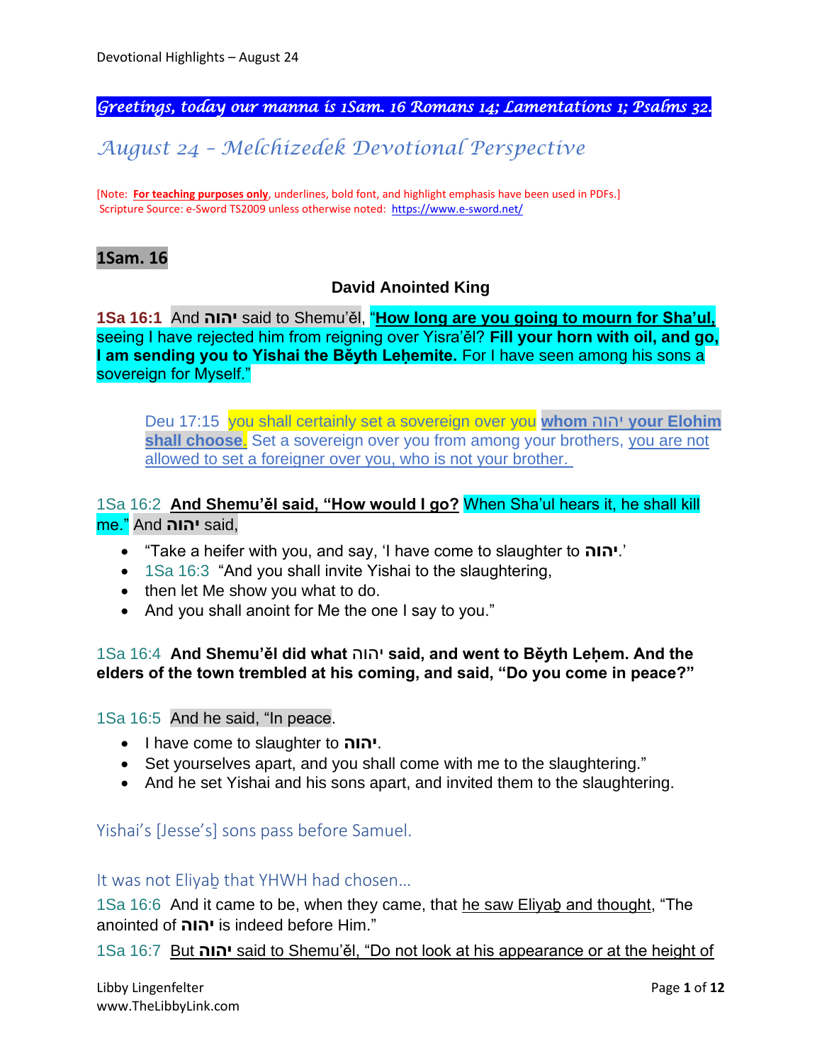*Greetings, today our manna is 1Sam. 16 Romans 14; Lamentations 1; Psalms 32.*

# *August 24 – Melchizedek Devotional Perspective*

[Note: **For teaching purposes only**, underlines, bold font, and highlight emphasis have been used in PDFs.]
Scripture Source: e-Sword TS2009 unless otherwise noted: https://www.e-sword.net/

## 1Sam. 16

### David Anointed King

**1Sa 16:1** And **יהוה** said to Shemu'ěl, "**How long are you going to mourn for Sha'ul,** seeing I have rejected him from reigning over Yisra'ěl? **Fill your horn with oil, and go, I am sending you to Yishai the Běyth Leḥemite.** For I have seen among his sons a sovereign for Myself."

> Deu 17:15 you shall certainly set a sovereign over you **whom יהוה your Elohim shall choose**. Set a sovereign over you from among your brothers, you are not allowed to set a foreigner over you, who is not your brother.

1Sa 16:2 **And Shemu'ěl said, "How would I go?** When Sha'ul hears it, he shall kill me." And **יהוה** said,

- "Take a heifer with you, and say, 'I have come to slaughter to **יהוה**.'
- 1Sa 16:3 "And you shall invite Yishai to the slaughtering,
- then let Me show you what to do.
- And you shall anoint for Me the one I say to you."

1Sa 16:4 **And Shemu'ěl did what יהוה said, and went to Běyth Leḥem. And the elders of the town trembled at his coming, and said, "Do you come in peace?"**

1Sa 16:5 And he said, "In peace.

- I have come to slaughter to **יהוה**.
- Set yourselves apart, and you shall come with me to the slaughtering."
- And he set Yishai and his sons apart, and invited them to the slaughtering.

### Yishai's [Jesse's] sons pass before Samuel.

### It was not Eliyaḇ that YHWH had chosen…

1Sa 16:6 And it came to be, when they came, that he saw Eliyaḇ and thought, "The anointed of **יהוה** is indeed before Him."

1Sa 16:7 But **יהוה** said to Shemu'ěl, "Do not look at his appearance or at the height of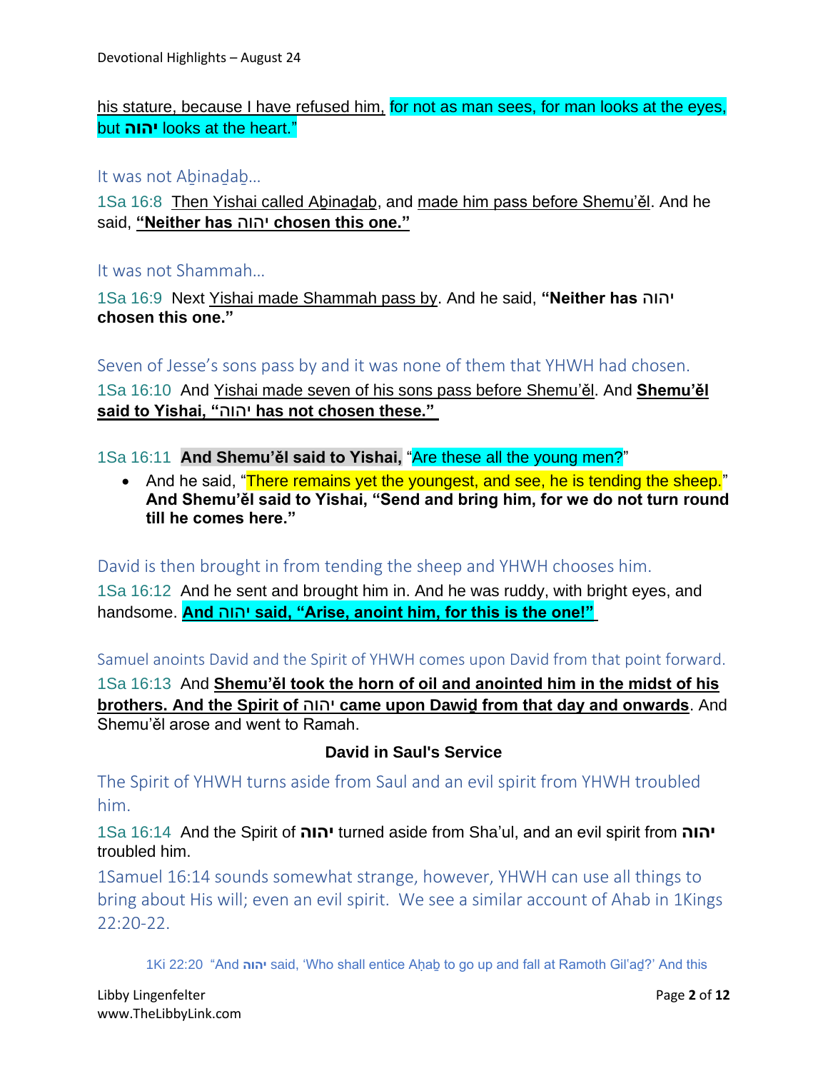his stature, because I have refused him, for not as man sees, for man looks at the eyes, but **יהוה** looks at the heart."

It was not Aḇinaḏaḇ…

1Sa 16:8 Then Yishai called Aḇinaḏaḇ, and made him pass before Shemu'ěl. And he said, **"Neither has יהוה chosen this one."**

It was not Shammah…

1Sa 16:9 Next Yishai made Shammah pass by. And he said, **"Neither has יהוה chosen this one."**

Seven of Jesse's sons pass by and it was none of them that YHWH had chosen.

1Sa 16:10 And Yishai made seven of his sons pass before Shemu'ěl. And **Shemu'ěl said to Yishai, "יהוה has not chosen these."**

1Sa 16:11 **And Shemu'ěl said to Yishai,** "Are these all the young men?"

- And he said, "There remains yet the youngest, and see, he is tending the sheep." **And Shemu'ěl said to Yishai, "Send and bring him, for we do not turn round till he comes here."**

David is then brought in from tending the sheep and YHWH chooses him.

1Sa 16:12 And he sent and brought him in. And he was ruddy, with bright eyes, and handsome. **And יהוה said, "Arise, anoint him, for this is the one!"**

Samuel anoints David and the Spirit of YHWH comes upon David from that point forward.

1Sa 16:13 And **Shemu'ěl took the horn of oil and anointed him in the midst of his brothers. And the Spirit of יהוה came upon Dawiḏ from that day and onwards**. And Shemu'ěl arose and went to Ramah.

**David in Saul's Service**

The Spirit of YHWH turns aside from Saul and an evil spirit from YHWH troubled him.

1Sa 16:14 And the Spirit of **יהוה** turned aside from Sha'ul, and an evil spirit from **יהוה** troubled him.

1Samuel 16:14 sounds somewhat strange, however, YHWH can use all things to bring about His will; even an evil spirit. We see a similar account of Ahab in 1Kings 22:20-22.

1Ki 22:20 "And **יהוה** said, 'Who shall entice Aḥaḇ to go up and fall at Ramoth Gil'aḏ?' And this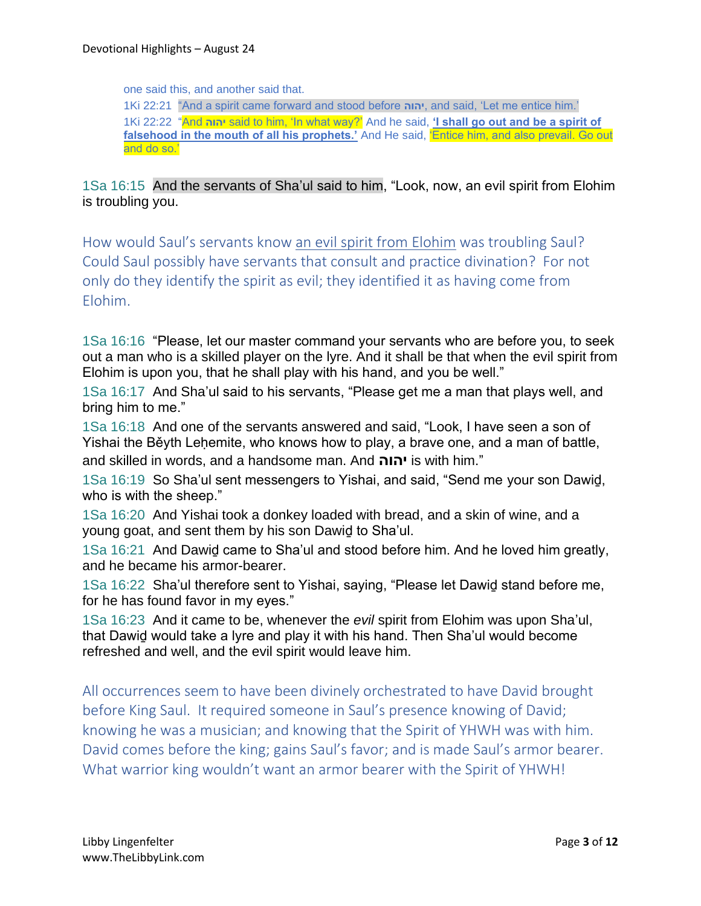> one said this, and another said that.
>
> 1Ki 22:21 "And a spirit came forward and stood before יהוה, and said, 'Let me entice him.'
>
> 1Ki 22:22 "And יהוה said to him, 'In what way?' And he said, **'I shall go out and be a spirit of falsehood in the mouth of all his prophets.'** And He said, 'Entice him, and also prevail. Go out and do so.'

1Sa 16:15 And the servants of Sha'ul said to him, "Look, now, an evil spirit from Elohim is troubling you.

How would Saul's servants know an evil spirit from Elohim was troubling Saul? Could Saul possibly have servants that consult and practice divination? For not only do they identify the spirit as evil; they identified it as having come from Elohim.

1Sa 16:16 "Please, let our master command your servants who are before you, to seek out a man who is a skilled player on the lyre. And it shall be that when the evil spirit from Elohim is upon you, that he shall play with his hand, and you be well."

1Sa 16:17 And Sha'ul said to his servants, "Please get me a man that plays well, and bring him to me."

1Sa 16:18 And one of the servants answered and said, "Look, I have seen a son of Yishai the Běyth Leḥemite, who knows how to play, a brave one, and a man of battle, and skilled in words, and a handsome man. And יהוה is with him."

1Sa 16:19 So Sha'ul sent messengers to Yishai, and said, "Send me your son Dawiḏ, who is with the sheep."

1Sa 16:20 And Yishai took a donkey loaded with bread, and a skin of wine, and a young goat, and sent them by his son Dawiḏ to Sha'ul.

1Sa 16:21 And Dawiḏ came to Sha'ul and stood before him. And he loved him greatly, and he became his armor-bearer.

1Sa 16:22 Sha'ul therefore sent to Yishai, saying, "Please let Dawiḏ stand before me, for he has found favor in my eyes."

1Sa 16:23 And it came to be, whenever the *evil* spirit from Elohim was upon Sha'ul, that Dawiḏ would take a lyre and play it with his hand. Then Sha'ul would become refreshed and well, and the evil spirit would leave him.

All occurrences seem to have been divinely orchestrated to have David brought before King Saul. It required someone in Saul's presence knowing of David; knowing he was a musician; and knowing that the Spirit of YHWH was with him. David comes before the king; gains Saul's favor; and is made Saul's armor bearer. What warrior king wouldn't want an armor bearer with the Spirit of YHWH!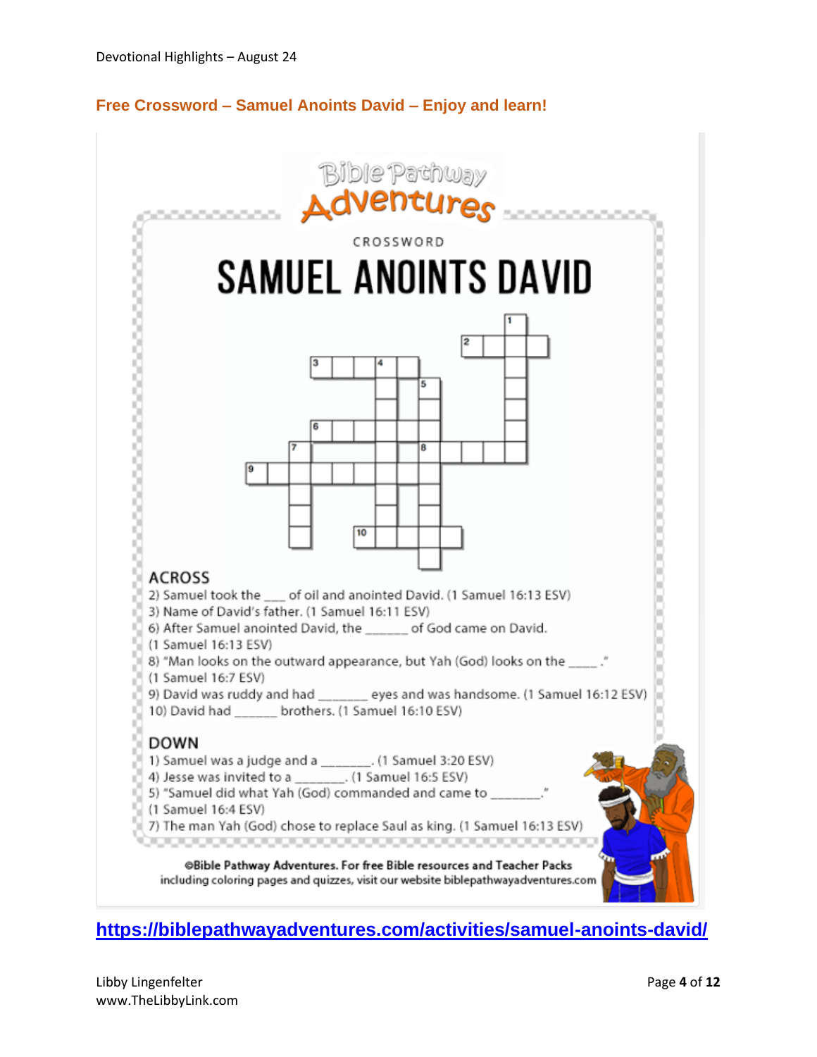Devotional Highlights – August 24

## Free Crossword – Samuel Anoints David – Enjoy and learn!

Bible Pathway Adventures

CROSSWORD

# SAMUEL ANOINTS DAVID

### ACROSS

2) Samuel took the ___ of oil and anointed David. (1 Samuel 16:13 ESV)
3) Name of David's father. (1 Samuel 16:11 ESV)
6) After Samuel anointed David, the ______ of God came on David. (1 Samuel 16:13 ESV)
8) "Man looks on the outward appearance, but Yah (God) looks on the ____." (1 Samuel 16:7 ESV)
9) David was ruddy and had _______ eyes and was handsome. (1 Samuel 16:12 ESV)
10) David had ______ brothers. (1 Samuel 16:10 ESV)

### DOWN

1) Samuel was a judge and a _______. (1 Samuel 3:20 ESV)
4) Jesse was invited to a _______. (1 Samuel 16:5 ESV)
5) "Samuel did what Yah (God) commanded and came to _______." (1 Samuel 16:4 ESV)
7) The man Yah (God) chose to replace Saul as king. (1 Samuel 16:13 ESV)

©Bible Pathway Adventures. For free Bible resources and Teacher Packs including coloring pages and quizzes, visit our website biblepathwayadventures.com

https://biblepathwayadventures.com/activities/samuel-anoints-david/

Libby Lingenfelter
www.TheLibbyLink.com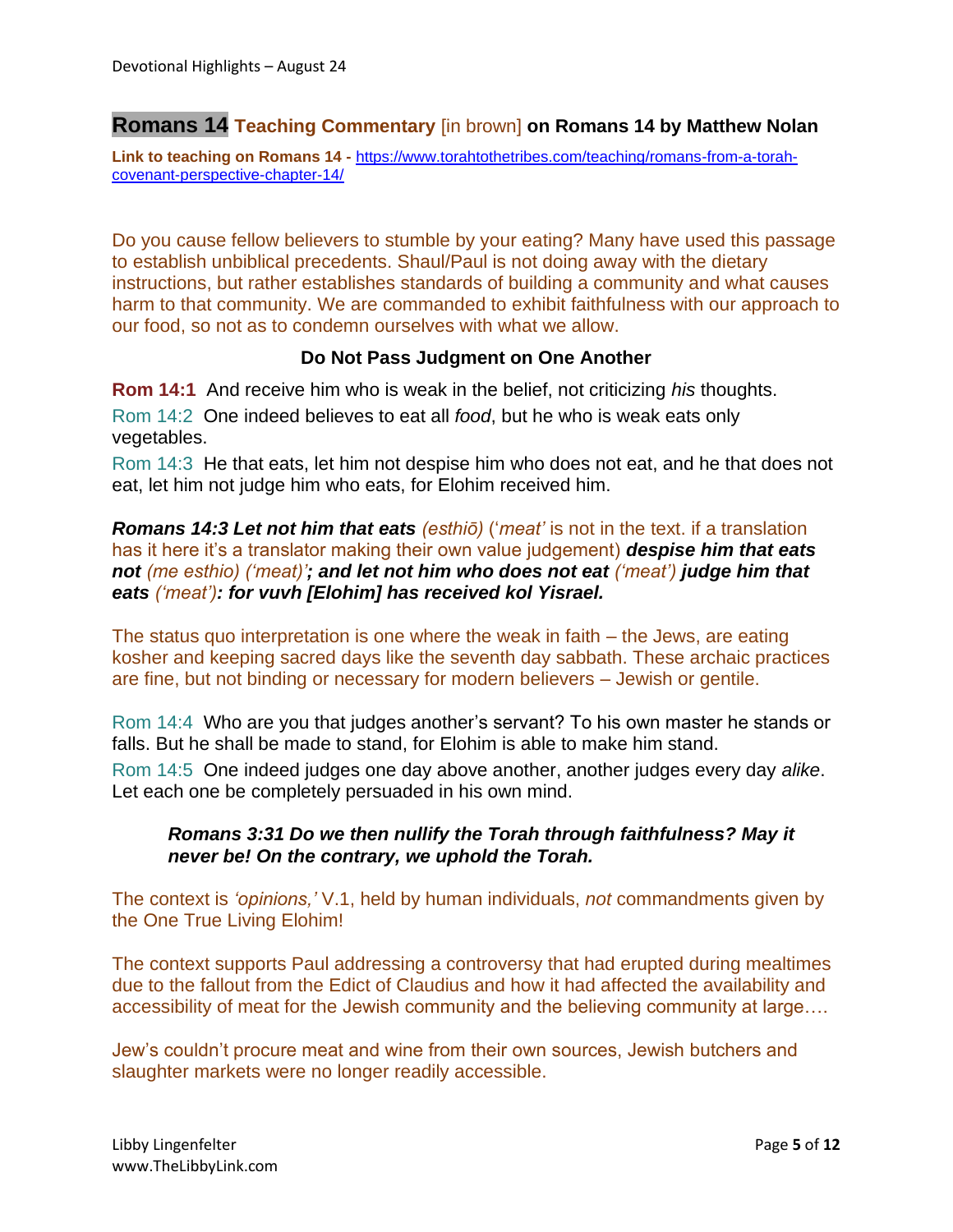## Romans 14 Teaching Commentary [in brown] on Romans 14 by Matthew Nolan

**Link to teaching on Romans 14 -** https://www.torahtothetribes.com/teaching/romans-from-a-torah-covenant-perspective-chapter-14/

Do you cause fellow believers to stumble by your eating? Many have used this passage to establish unbiblical precedents. Shaul/Paul is not doing away with the dietary instructions, but rather establishes standards of building a community and what causes harm to that community. We are commanded to exhibit faithfulness with our approach to our food, so not as to condemn ourselves with what we allow.

**Do Not Pass Judgment on One Another**

**Rom 14:1** And receive him who is weak in the belief, not criticizing *his* thoughts.

Rom 14:2 One indeed believes to eat all *food*, but he who is weak eats only vegetables.

Rom 14:3 He that eats, let him not despise him who does not eat, and he that does not eat, let him not judge him who eats, for Elohim received him.

***Romans 14:3 Let not him that eats*** *(esthiō)* ('*meat'* is not in the text. if a translation has it here it's a translator making their own value judgement) ***despise him that eats not*** *(me esthio) ('meat')****; and let not him who does not eat*** *('meat')* ***judge him that eats*** *('meat')****: for vuvh [Elohim] has received kol Yisrael.***

The status quo interpretation is one where the weak in faith – the Jews, are eating kosher and keeping sacred days like the seventh day sabbath. These archaic practices are fine, but not binding or necessary for modern believers – Jewish or gentile.

Rom 14:4 Who are you that judges another's servant? To his own master he stands or falls. But he shall be made to stand, for Elohim is able to make him stand.

Rom 14:5 One indeed judges one day above another, another judges every day *alike*. Let each one be completely persuaded in his own mind.

> ***Romans 3:31 Do we then nullify the Torah through faithfulness? May it never be! On the contrary, we uphold the Torah.***

The context is *'opinions,'* V.1, held by human individuals, *not* commandments given by the One True Living Elohim!

The context supports Paul addressing a controversy that had erupted during mealtimes due to the fallout from the Edict of Claudius and how it had affected the availability and accessibility of meat for the Jewish community and the believing community at large….

Jew's couldn't procure meat and wine from their own sources, Jewish butchers and slaughter markets were no longer readily accessible.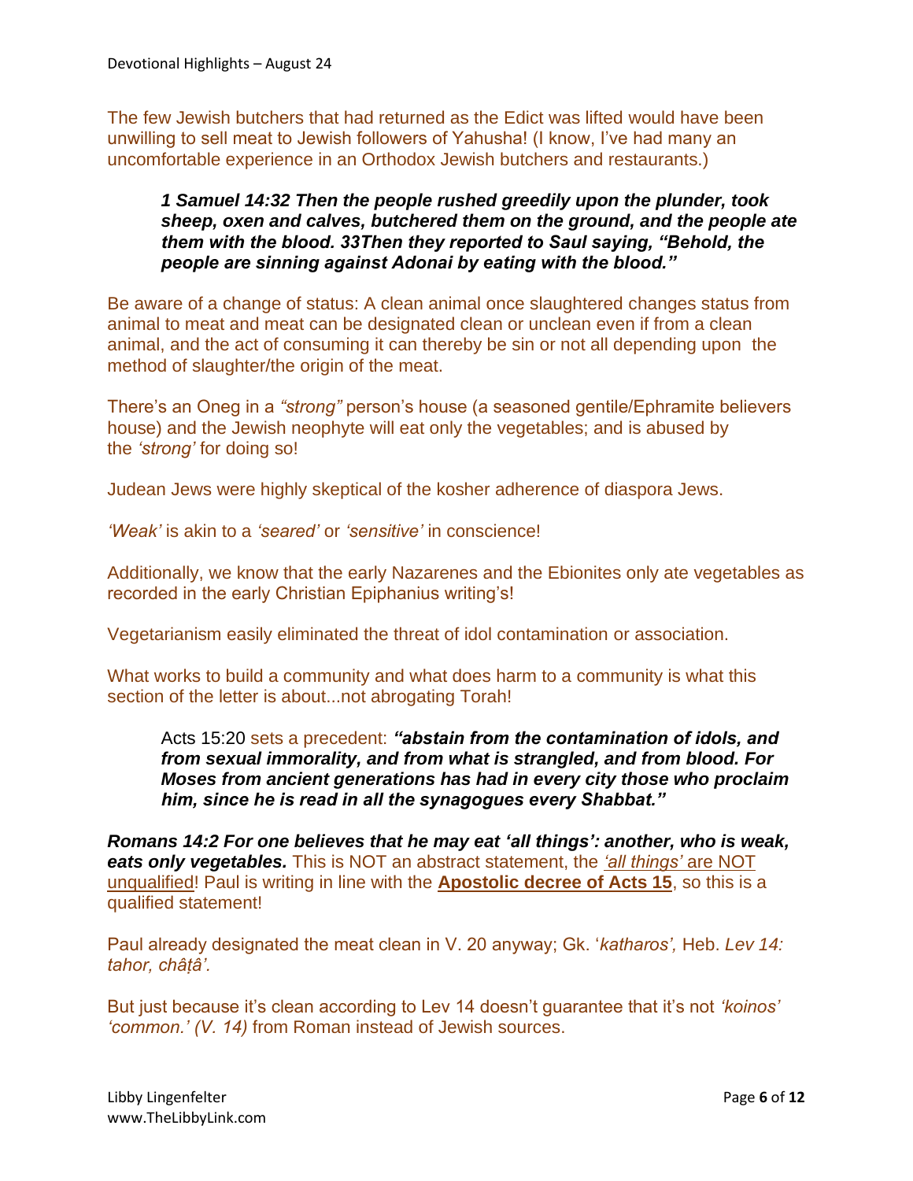The few Jewish butchers that had returned as the Edict was lifted would have been unwilling to sell meat to Jewish followers of Yahusha! (I know, I've had many an uncomfortable experience in an Orthodox Jewish butchers and restaurants.)

> ***1 Samuel 14:32 Then the people rushed greedily upon the plunder, took sheep, oxen and calves, butchered them on the ground, and the people ate them with the blood. 33Then they reported to Saul saying, "Behold, the people are sinning against Adonai by eating with the blood."***

Be aware of a change of status: A clean animal once slaughtered changes status from animal to meat and meat can be designated clean or unclean even if from a clean animal, and the act of consuming it can thereby be sin or not all depending upon the method of slaughter/the origin of the meat.

There's an Oneg in a *"strong"* person's house (a seasoned gentile/Ephramite believers house) and the Jewish neophyte will eat only the vegetables; and is abused by the *'strong'* for doing so!

Judean Jews were highly skeptical of the kosher adherence of diaspora Jews.

*'Weak'* is akin to a *'seared'* or *'sensitive'* in conscience!

Additionally, we know that the early Nazarenes and the Ebionites only ate vegetables as recorded in the early Christian Epiphanius writing's!

Vegetarianism easily eliminated the threat of idol contamination or association.

What works to build a community and what does harm to a community is what this section of the letter is about...not abrogating Torah!

> Acts 15:20 sets a precedent: ***"abstain from the contamination of idols, and from sexual immorality, and from what is strangled, and from blood. For Moses from ancient generations has had in every city those who proclaim him, since he is read in all the synagogues every Shabbat."***

***Romans 14:2 For one believes that he may eat 'all things': another, who is weak, eats only vegetables.*** This is NOT an abstract statement, the <u>*'all things'* are NOT unqualified</u>! Paul is writing in line with the **<u>Apostolic decree of Acts 15</u>**, so this is a qualified statement!

Paul already designated the meat clean in V. 20 anyway; Gk. '*katharos',* Heb. *Lev 14: tahor, châṭâ'.*

But just because it's clean according to Lev 14 doesn't guarantee that it's not *'koinos' 'common.' (V. 14)* from Roman instead of Jewish sources.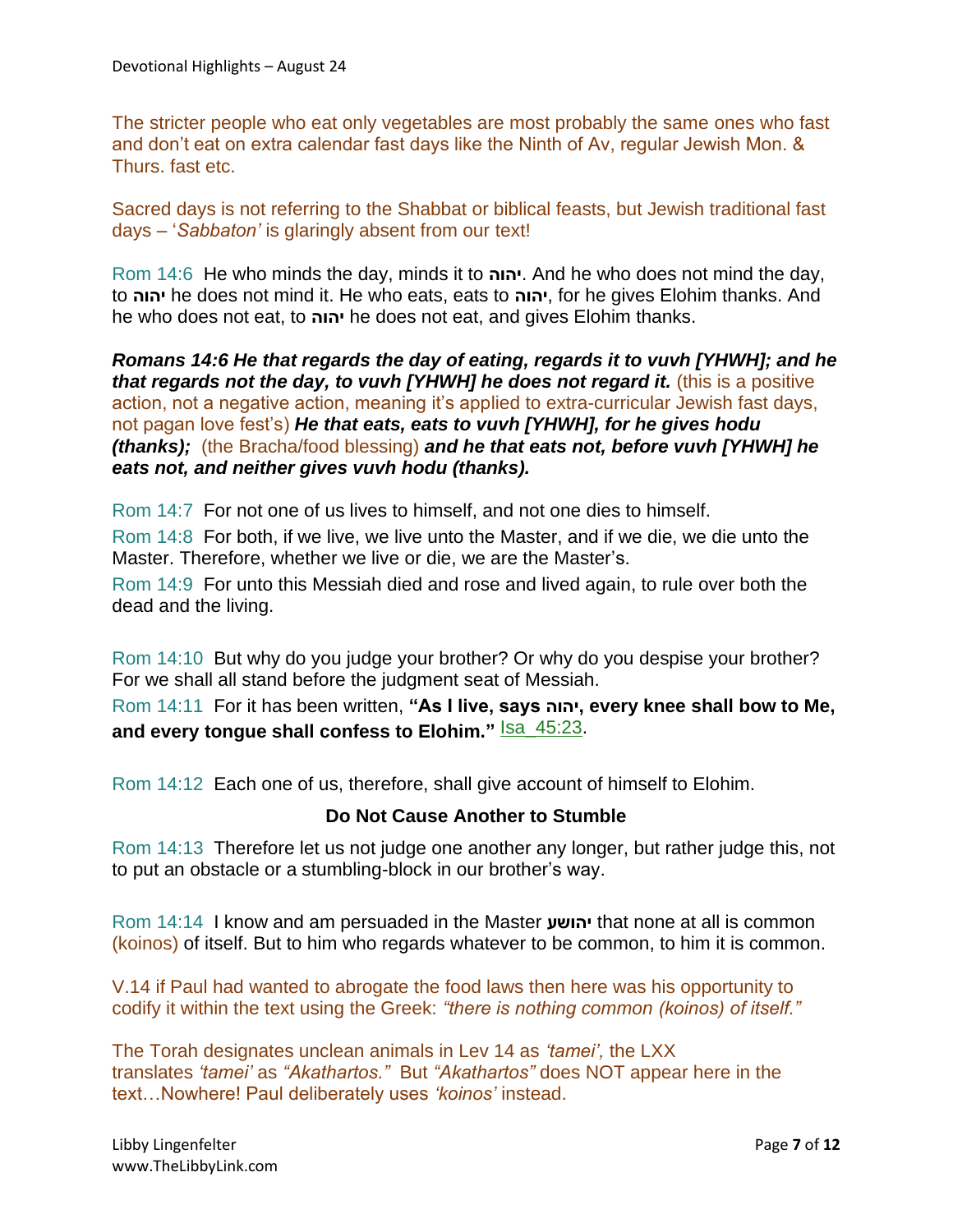The stricter people who eat only vegetables are most probably the same ones who fast and don't eat on extra calendar fast days like the Ninth of Av, regular Jewish Mon. & Thurs. fast etc.

Sacred days is not referring to the Shabbat or biblical feasts, but Jewish traditional fast days – '*Sabbaton'* is glaringly absent from our text!

Rom 14:6 He who minds the day, minds it to **יהוה**. And he who does not mind the day, to **יהוה** he does not mind it. He who eats, eats to **יהוה**, for he gives Elohim thanks. And he who does not eat, to **יהוה** he does not eat, and gives Elohim thanks.

***Romans 14:6 He that regards the day of eating, regards it to vuvh [YHWH]; and he that regards not the day, to vuvh [YHWH] he does not regard it.*** (this is a positive action, not a negative action, meaning it's applied to extra-curricular Jewish fast days, not pagan love fest's) ***He that eats, eats to vuvh [YHWH], for he gives hodu (thanks);*** (the Bracha/food blessing) ***and he that eats not, before vuvh [YHWH] he eats not, and neither gives vuvh hodu (thanks).***

Rom 14:7 For not one of us lives to himself, and not one dies to himself.

Rom 14:8 For both, if we live, we live unto the Master, and if we die, we die unto the Master. Therefore, whether we live or die, we are the Master's.

Rom 14:9 For unto this Messiah died and rose and lived again, to rule over both the dead and the living.

Rom 14:10 But why do you judge your brother? Or why do you despise your brother? For we shall all stand before the judgment seat of Messiah.

Rom 14:11 For it has been written, **"As I live, says יהוה, every knee shall bow to Me, and every tongue shall confess to Elohim."** Isa_45:23.

Rom 14:12 Each one of us, therefore, shall give account of himself to Elohim.

### Do Not Cause Another to Stumble

Rom 14:13 Therefore let us not judge one another any longer, but rather judge this, not to put an obstacle or a stumbling-block in our brother's way.

Rom 14:14 I know and am persuaded in the Master **יהושע** that none at all is common (koinos) of itself. But to him who regards whatever to be common, to him it is common.

V.14 if Paul had wanted to abrogate the food laws then here was his opportunity to codify it within the text using the Greek: *"there is nothing common (koinos) of itself."*

The Torah designates unclean animals in Lev 14 as *'tamei',* the LXX translates *'tamei'* as *"Akathartos."* But *"Akathartos"* does NOT appear here in the text…Nowhere! Paul deliberately uses *'koinos'* instead.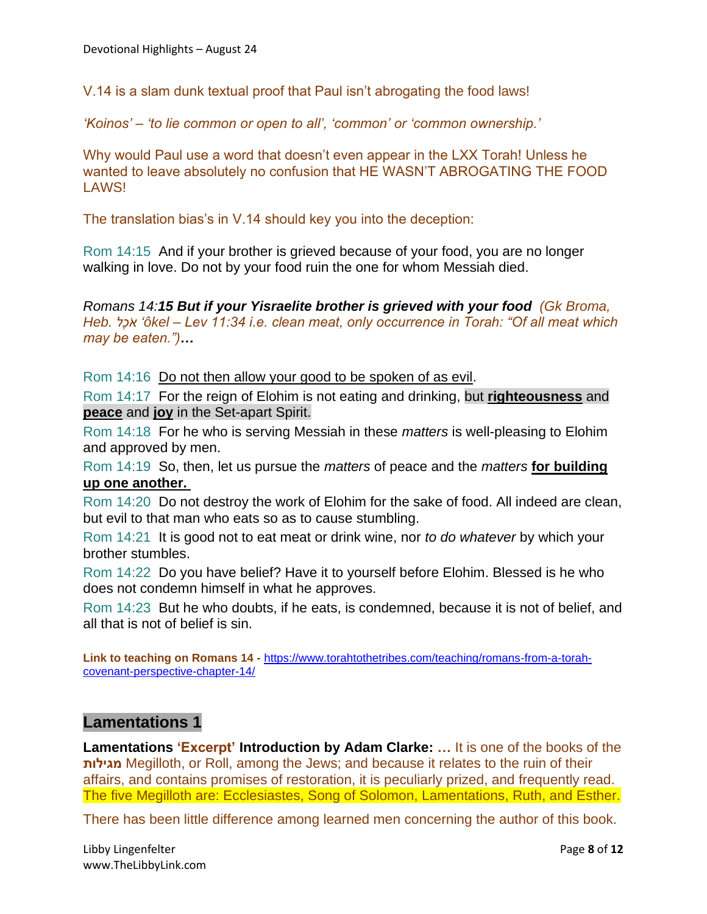V.14 is a slam dunk textual proof that Paul isn't abrogating the food laws!

*'Koinos' – 'to lie common or open to all', 'common' or 'common ownership.'*

Why would Paul use a word that doesn't even appear in the LXX Torah! Unless he wanted to leave absolutely no confusion that HE WASN'T ABROGATING THE FOOD LAWS!

The translation bias's in V.14 should key you into the deception:

Rom 14:15 And if your brother is grieved because of your food, you are no longer walking in love. Do not by your food ruin the one for whom Messiah died.

*Romans 14:**15 But if your Yisraelite brother is grieved with your food** (Gk Broma, Heb. אֹכֶל 'ôkel – Lev 11:34 i.e. clean meat, only occurrence in Torah: "Of all meat which may be eaten.")**…***

Rom 14:16 Do not then allow your good to be spoken of as evil.

Rom 14:17 For the reign of Elohim is not eating and drinking, but **righteousness** and **peace** and **joy** in the Set-apart Spirit.

Rom 14:18 For he who is serving Messiah in these *matters* is well-pleasing to Elohim and approved by men.

Rom 14:19 So, then, let us pursue the *matters* of peace and the *matters* **for building up one another.**

Rom 14:20 Do not destroy the work of Elohim for the sake of food. All indeed are clean, but evil to that man who eats so as to cause stumbling.

Rom 14:21 It is good not to eat meat or drink wine, nor *to do whatever* by which your brother stumbles.

Rom 14:22 Do you have belief? Have it to yourself before Elohim. Blessed is he who does not condemn himself in what he approves.

Rom 14:23 But he who doubts, if he eats, is condemned, because it is not of belief, and all that is not of belief is sin.

**Link to teaching on Romans 14 -** https://www.torahtothetribes.com/teaching/romans-from-a-torah-covenant-perspective-chapter-14/

## Lamentations 1

**Lamentations 'Excerpt' Introduction by Adam Clarke: …** It is one of the books of the **מגילות** Megilloth, or Roll, among the Jews; and because it relates to the ruin of their affairs, and contains promises of restoration, it is peculiarly prized, and frequently read. The five Megilloth are: Ecclesiastes, Song of Solomon, Lamentations, Ruth, and Esther.

There has been little difference among learned men concerning the author of this book.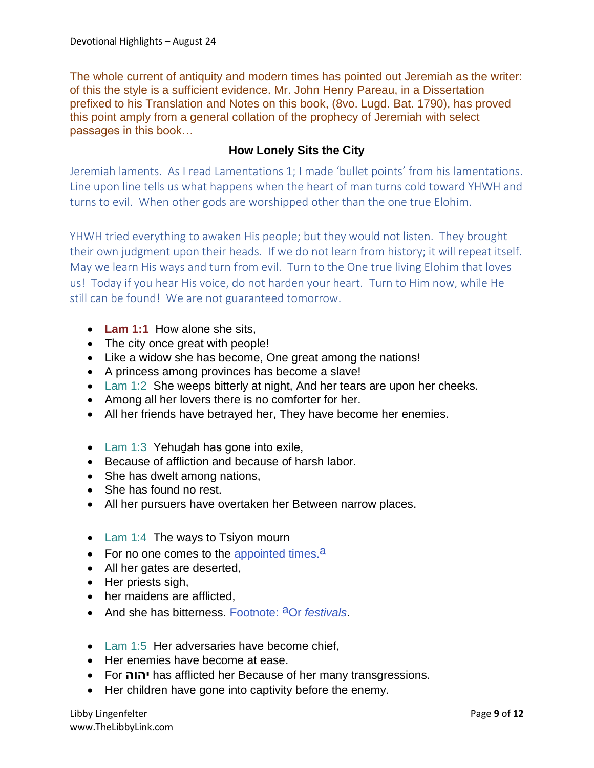The whole current of antiquity and modern times has pointed out Jeremiah as the writer: of this the style is a sufficient evidence. Mr. John Henry Pareau, in a Dissertation prefixed to his Translation and Notes on this book, (8vo. Lugd. Bat. 1790), has proved this point amply from a general collation of the prophecy of Jeremiah with select passages in this book…

### How Lonely Sits the City

Jeremiah laments. As I read Lamentations 1; I made 'bullet points' from his lamentations. Line upon line tells us what happens when the heart of man turns cold toward YHWH and turns to evil. When other gods are worshipped other than the one true Elohim.

YHWH tried everything to awaken His people; but they would not listen. They brought their own judgment upon their heads. If we do not learn from history; it will repeat itself. May we learn His ways and turn from evil. Turn to the One true living Elohim that loves us! Today if you hear His voice, do not harden your heart. Turn to Him now, while He still can be found! We are not guaranteed tomorrow.

- **Lam 1:1** How alone she sits,
- The city once great with people!
- Like a widow she has become, One great among the nations!
- A princess among provinces has become a slave!
- Lam 1:2 She weeps bitterly at night, And her tears are upon her cheeks.
- Among all her lovers there is no comforter for her.
- All her friends have betrayed her, They have become her enemies.

- Lam 1:3 Yehuḏah has gone into exile,
- Because of affliction and because of harsh labor.
- She has dwelt among nations,
- She has found no rest.
- All her pursuers have overtaken her Between narrow places.

- Lam 1:4 The ways to Tsiyon mourn
- For no one comes to the appointed times.[a]
- All her gates are deserted,
- Her priests sigh,
- her maidens are afflicted,
- And she has bitterness. Footnote: [a]Or *festivals*.

- Lam 1:5 Her adversaries have become chief,
- Her enemies have become at ease.
- For **יהוה** has afflicted her Because of her many transgressions.
- Her children have gone into captivity before the enemy.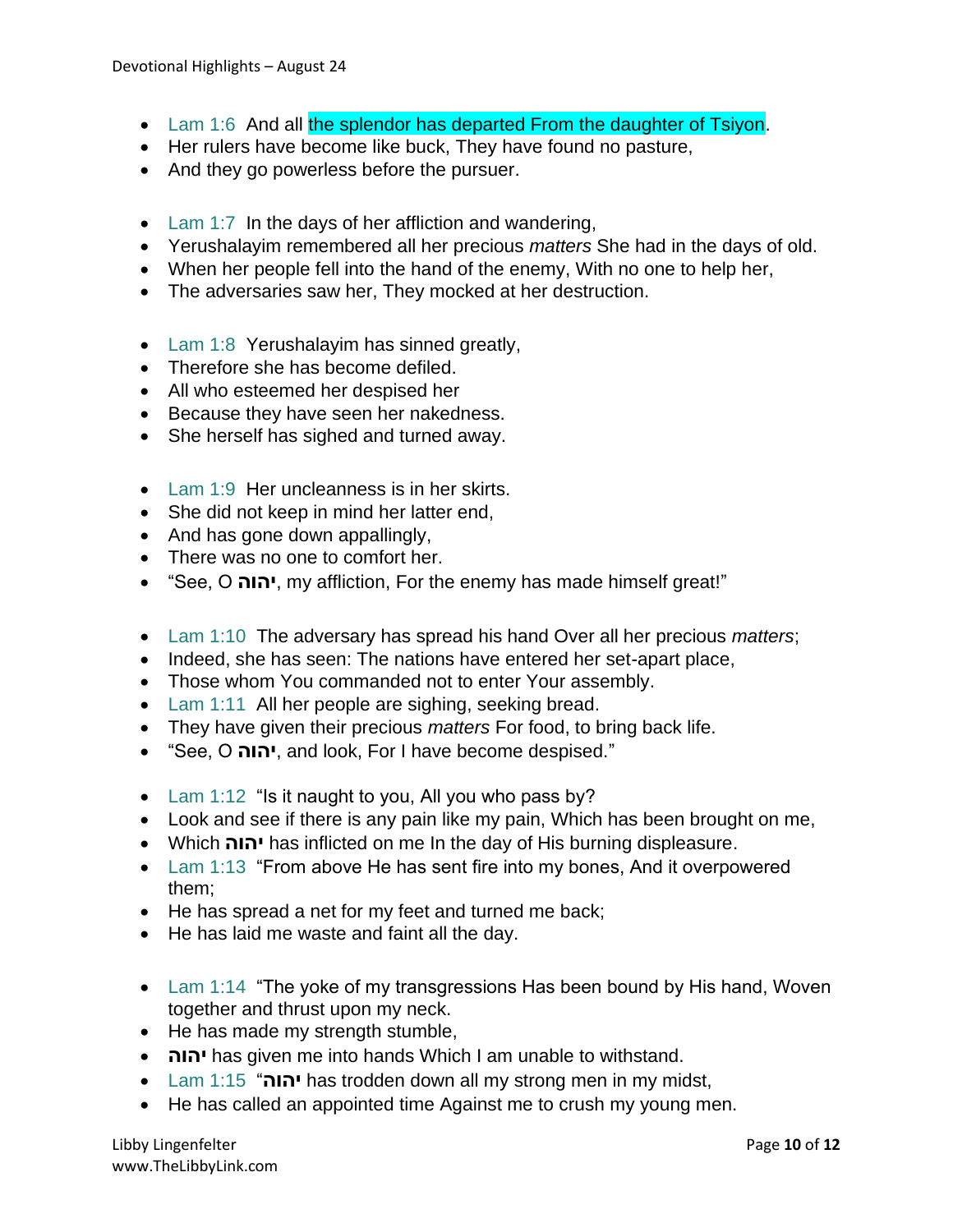- Lam 1:6  And all the splendor has departed From the daughter of Tsiyon.
- Her rulers have become like buck, They have found no pasture,
- And they go powerless before the pursuer.

- Lam 1:7  In the days of her affliction and wandering,
- Yerushalayim remembered all her precious *matters* She had in the days of old.
- When her people fell into the hand of the enemy, With no one to help her,
- The adversaries saw her, They mocked at her destruction.

- Lam 1:8  Yerushalayim has sinned greatly,
- Therefore she has become defiled.
- All who esteemed her despised her
- Because they have seen her nakedness.
- She herself has sighed and turned away.

- Lam 1:9  Her uncleanness is in her skirts.
- She did not keep in mind her latter end,
- And has gone down appallingly,
- There was no one to comfort her.
- "See, O **יהוה**, my affliction, For the enemy has made himself great!"

- Lam 1:10  The adversary has spread his hand Over all her precious *matters*;
- Indeed, she has seen: The nations have entered her set-apart place,
- Those whom You commanded not to enter Your assembly.
- Lam 1:11  All her people are sighing, seeking bread.
- They have given their precious *matters* For food, to bring back life.
- "See, O **יהוה**, and look, For I have become despised."

- Lam 1:12  "Is it naught to you, All you who pass by?
- Look and see if there is any pain like my pain, Which has been brought on me,
- Which **יהוה** has inflicted on me In the day of His burning displeasure.
- Lam 1:13  "From above He has sent fire into my bones, And it overpowered them;
- He has spread a net for my feet and turned me back;
- He has laid me waste and faint all the day.

- Lam 1:14  "The yoke of my transgressions Has been bound by His hand, Woven together and thrust upon my neck.
- He has made my strength stumble,
- **יהוה** has given me into hands Which I am unable to withstand.
- Lam 1:15  "**יהוה** has trodden down all my strong men in my midst,
- He has called an appointed time Against me to crush my young men.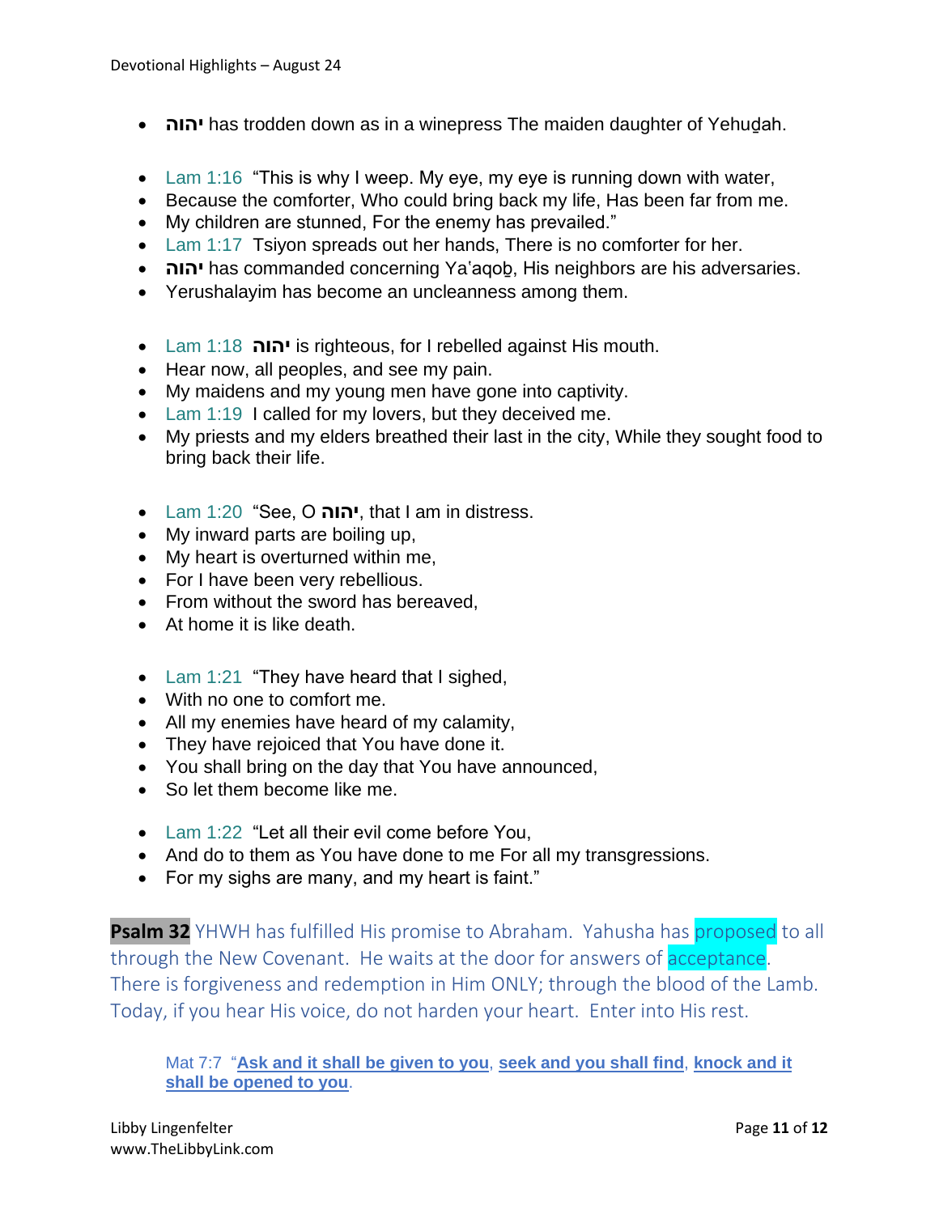- יהוה has trodden down as in a winepress The maiden daughter of Yehuḏah.

- Lam 1:16 "This is why I weep. My eye, my eye is running down with water,
- Because the comforter, Who could bring back my life, Has been far from me.
- My children are stunned, For the enemy has prevailed."
- Lam 1:17 Tsiyon spreads out her hands, There is no comforter for her.
- יהוה has commanded concerning Ya'aqoḇ, His neighbors are his adversaries.
- Yerushalayim has become an uncleanness among them.

- Lam 1:18 יהוה is righteous, for I rebelled against His mouth.
- Hear now, all peoples, and see my pain.
- My maidens and my young men have gone into captivity.
- Lam 1:19 I called for my lovers, but they deceived me.
- My priests and my elders breathed their last in the city, While they sought food to bring back their life.

- Lam 1:20 "See, O יהוה, that I am in distress.
- My inward parts are boiling up,
- My heart is overturned within me,
- For I have been very rebellious.
- From without the sword has bereaved,
- At home it is like death.

- Lam 1:21 "They have heard that I sighed,
- With no one to comfort me.
- All my enemies have heard of my calamity,
- They have rejoiced that You have done it.
- You shall bring on the day that You have announced,
- So let them become like me.

- Lam 1:22 "Let all their evil come before You,
- And do to them as You have done to me For all my transgressions.
- For my sighs are many, and my heart is faint."

**Psalm 32** YHWH has fulfilled His promise to Abraham. Yahusha has proposed to all through the New Covenant. He waits at the door for answers of acceptance. There is forgiveness and redemption in Him ONLY; through the blood of the Lamb. Today, if you hear His voice, do not harden your heart. Enter into His rest.

> Mat 7:7 "**Ask and it shall be given to you**, **seek and you shall find**, **knock and it shall be opened to you**.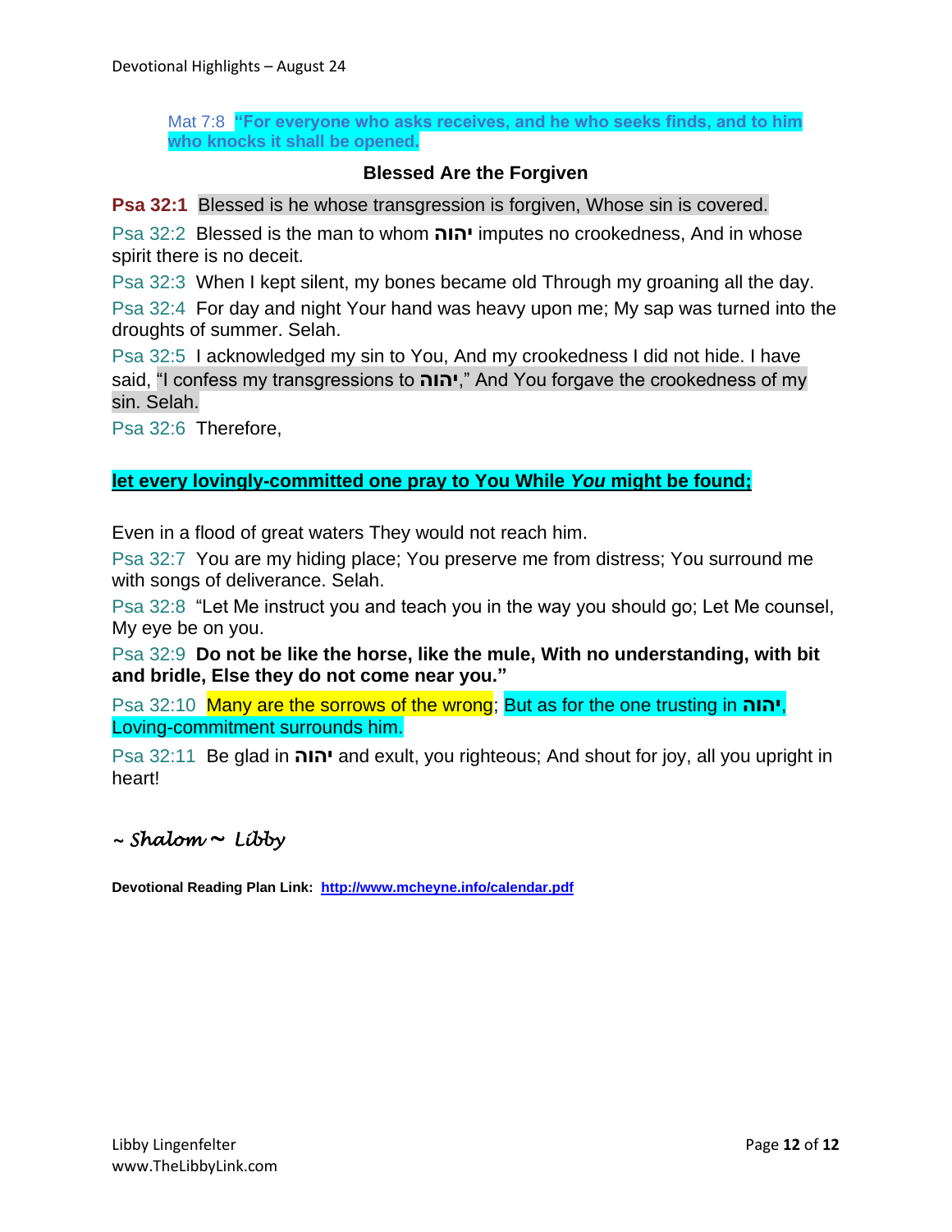Mat 7:8 **"For everyone who asks receives, and he who seeks finds, and to him who knocks it shall be opened.**

### Blessed Are the Forgiven

**Psa 32:1** Blessed is he whose transgression is forgiven, Whose sin is covered.

Psa 32:2 Blessed is the man to whom **יהוה** imputes no crookedness, And in whose spirit there is no deceit.

Psa 32:3 When I kept silent, my bones became old Through my groaning all the day.

Psa 32:4 For day and night Your hand was heavy upon me; My sap was turned into the droughts of summer. Selah.

Psa 32:5 I acknowledged my sin to You, And my crookedness I did not hide. I have said, "I confess my transgressions to **יהוה**," And You forgave the crookedness of my sin. Selah.

Psa 32:6 Therefore,

**let every lovingly-committed one pray to You While *You* might be found;**

Even in a flood of great waters They would not reach him.

Psa 32:7 You are my hiding place; You preserve me from distress; You surround me with songs of deliverance. Selah.

Psa 32:8 "Let Me instruct you and teach you in the way you should go; Let Me counsel, My eye be on you.

Psa 32:9 **Do not be like the horse, like the mule, With no understanding, with bit and bridle, Else they do not come near you."**

Psa 32:10 Many are the sorrows of the wrong; But as for the one trusting in **יהוה**, Loving-commitment surrounds him.

Psa 32:11 Be glad in **יהוה** and exult, you righteous; And shout for joy, all you upright in heart!

*~ Shalom ~ Libby*

**Devotional Reading Plan Link: http://www.mcheyne.info/calendar.pdf**